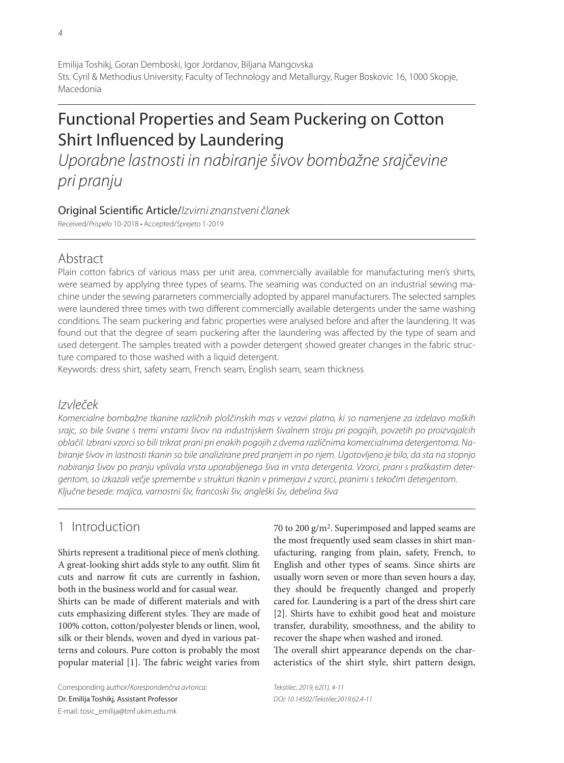Emilija Toshikj, Goran Demboski, Igor Jordanov, Biljana Mangovska
Sts. Cyril & Methodius University, Faculty of Technology and Metallurgy, Ruger Boskovic 16, 1000 Skopje, Macedonia

# Functional Properties and Seam Puckering on Cotton Shirt Influenced by Laundering

*Uporabne lastnosti in nabiranje šivov bombažne srajčevine pri pranju*

**Original Scientific Article**/*Izvirni znanstveni članek*

Received/*Prispelo* 10-2018 • Accepted/*Sprejeto* 1-2019

## Abstract

Plain cotton fabrics of various mass per unit area, commercially available for manufacturing men's shirts, were seamed by applying three types of seams. The seaming was conducted on an industrial sewing machine under the sewing parameters commercially adopted by apparel manufacturers. The selected samples were laundered three times with two different commercially available detergents under the same washing conditions. The seam puckering and fabric properties were analysed before and after the laundering. It was found out that the degree of seam puckering after the laundering was affected by the type of seam and used detergent. The samples treated with a powder detergent showed greater changes in the fabric structure compared to those washed with a liquid detergent.

Keywords: dress shirt, safety seam, French seam, English seam, seam thickness

## *Izvleček*

*Komercialne bombažne tkanine različnih ploščinskih mas v vezavi platno, ki so namenjene za izdelavo moških srajc, so bile šivane s tremi vrstami šivov na industrijskem šivalnem stroju pri pogojih, povzetih po proizvajalcih oblačil. Izbrani vzorci so bili trikrat prani pri enakih pogojih z dvema različnima komercialnima detergentoma. Nabiranje šivov in lastnosti tkanin so bile analizirane pred pranjem in po njem. Ugotovljeno je bilo, da sta na stopnjo nabiranja šivov po pranju vplivala vrsta uporabljenega šiva in vrsta detergenta. Vzorci, prani s praškastim detergentom, so izkazali večje spremembe v strukturi tkanin v primerjavi z vzorci, pranimi s tekočim detergentom.*

*Ključne besede: majica, varnostni šiv, francoski šiv, angleški šiv, debelina šiva*

## 1 Introduction

Shirts represent a traditional piece of men's clothing. A great-looking shirt adds style to any outfit. Slim fit cuts and narrow fit cuts are currently in fashion, both in the business world and for casual wear.

Shirts can be made of different materials and with cuts emphasizing different styles. They are made of 100% cotton, cotton/polyester blends or linen, wool, silk or their blends, woven and dyed in various patterns and colours. Pure cotton is probably the most popular material [1]. The fabric weight varies from 70 to 200 g/m$^2$. Superimposed and lapped seams are the most frequently used seam classes in shirt manufacturing, ranging from plain, safety, French, to English and other types of seams. Since shirts are usually worn seven or more than seven hours a day, they should be frequently changed and properly cared for. Laundering is a part of the dress shirt care [2]. Shirts have to exhibit good heat and moisture transfer, durability, smoothness, and the ability to recover the shape when washed and ironed.

The overall shirt appearance depends on the characteristics of the shirt style, shirt pattern design,

Corresponding author/*Korespondenčna avtorica:*
Dr. Emilija Toshikj, Assistant Professor
E-mail: tosic_emilija@tmf.ukim.edu.mk

*DOI: 10.14502/Tekstilec2019.62.4-11*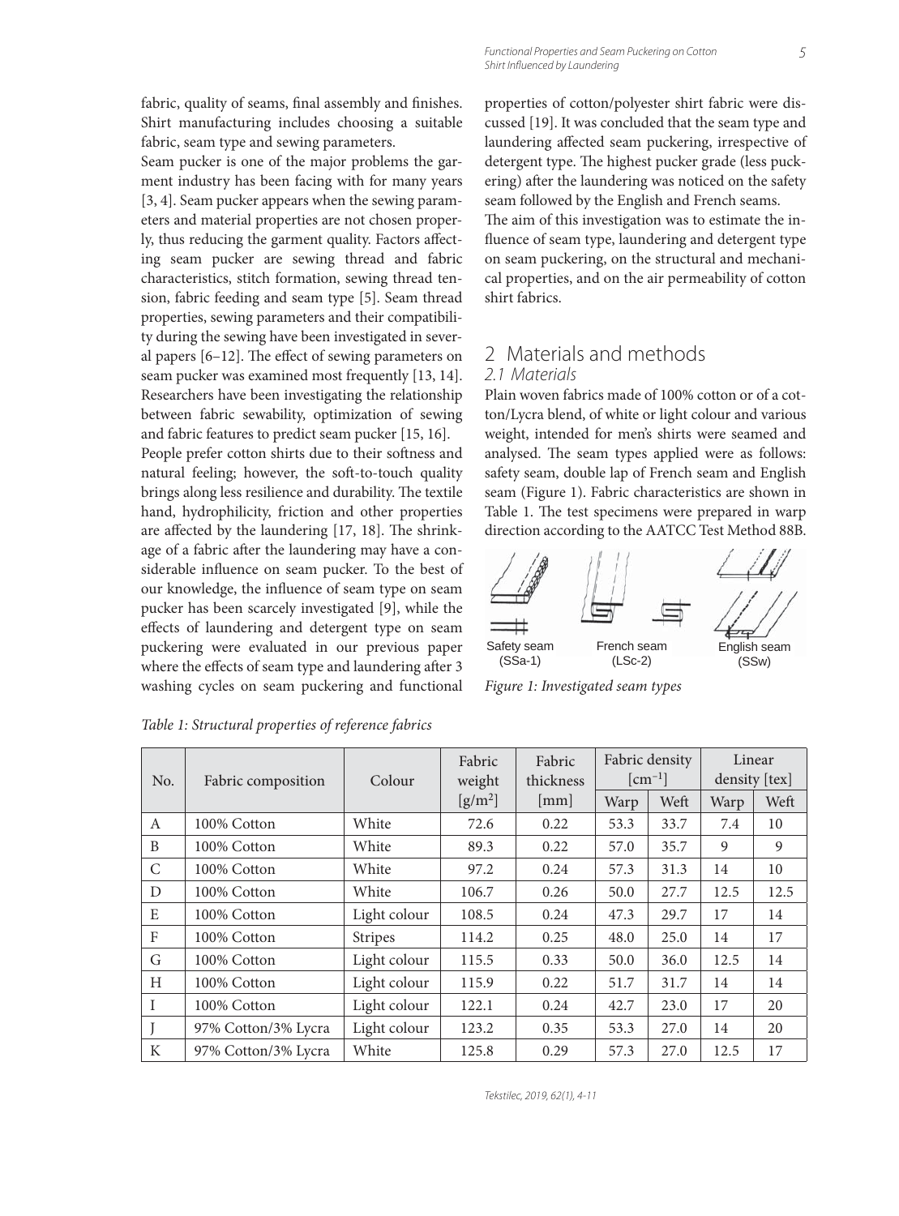fabric, quality of seams, final assembly and finishes. Shirt manufacturing includes choosing a suitable fabric, seam type and sewing parameters.

Seam pucker is one of the major problems the garment industry has been facing with for many years [3, 4]. Seam pucker appears when the sewing parameters and material properties are not chosen properly, thus reducing the garment quality. Factors affecting seam pucker are sewing thread and fabric characteristics, stitch formation, sewing thread tension, fabric feeding and seam type [5]. Seam thread properties, sewing parameters and their compatibility during the sewing have been investigated in several papers [6–12]. The effect of sewing parameters on seam pucker was examined most frequently [13, 14]. Researchers have been investigating the relationship between fabric sewability, optimization of sewing and fabric features to predict seam pucker [15, 16].

People prefer cotton shirts due to their softness and natural feeling; however, the soft-to-touch quality brings along less resilience and durability. The textile hand, hydrophilicity, friction and other properties are affected by the laundering [17, 18]. The shrinkage of a fabric after the laundering may have a considerable influence on seam pucker. To the best of our knowledge, the influence of seam type on seam pucker has been scarcely investigated [9], while the effects of laundering and detergent type on seam puckering were evaluated in our previous paper where the effects of seam type and laundering after 3 washing cycles on seam puckering and functional properties of cotton/polyester shirt fabric were discussed [19]. It was concluded that the seam type and laundering affected seam puckering, irrespective of detergent type. The highest pucker grade (less puckering) after the laundering was noticed on the safety seam followed by the English and French seams.

The aim of this investigation was to estimate the influence of seam type, laundering and detergent type on seam puckering, on the structural and mechanical properties, and on the air permeability of cotton shirt fabrics.

## 2 Materials and methods

### 2.1 Materials

Plain woven fabrics made of 100% cotton or of a cotton/Lycra blend, of white or light colour and various weight, intended for men's shirts were seamed and analysed. The seam types applied were as follows: safety seam, double lap of French seam and English seam (Figure 1). Fabric characteristics are shown in Table 1. The test specimens were prepared in warp direction according to the AATCC Test Method 88B.

Safety seam (SSa-1)

French seam (LSc-2)

English seam (SSw)

*Figure 1: Investigated seam types*

*Table 1: Structural properties of reference fabrics*

| No. | Fabric composition | Colour | Fabric weight [g/m²] | Fabric thickness [mm] | Fabric density [cm⁻¹] | | Linear density [tex] | |
|---|---|---|---|---|---|---|---|---|
| | | | | | Warp | Weft | Warp | Weft |
| A | 100% Cotton | White | 72.6 | 0.22 | 53.3 | 33.7 | 7.4 | 10 |
| B | 100% Cotton | White | 89.3 | 0.22 | 57.0 | 35.7 | 9 | 9 |
| C | 100% Cotton | White | 97.2 | 0.24 | 57.3 | 31.3 | 14 | 10 |
| D | 100% Cotton | White | 106.7 | 0.26 | 50.0 | 27.7 | 12.5 | 12.5 |
| E | 100% Cotton | Light colour | 108.5 | 0.24 | 47.3 | 29.7 | 17 | 14 |
| F | 100% Cotton | Stripes | 114.2 | 0.25 | 48.0 | 25.0 | 14 | 17 |
| G | 100% Cotton | Light colour | 115.5 | 0.33 | 50.0 | 36.0 | 12.5 | 14 |
| H | 100% Cotton | Light colour | 115.9 | 0.22 | 51.7 | 31.7 | 14 | 14 |
| I | 100% Cotton | Light colour | 122.1 | 0.24 | 42.7 | 23.0 | 17 | 20 |
| J | 97% Cotton/3% Lycra | Light colour | 123.2 | 0.35 | 53.3 | 27.0 | 14 | 20 |
| K | 97% Cotton/3% Lycra | White | 125.8 | 0.29 | 57.3 | 27.0 | 12.5 | 17 |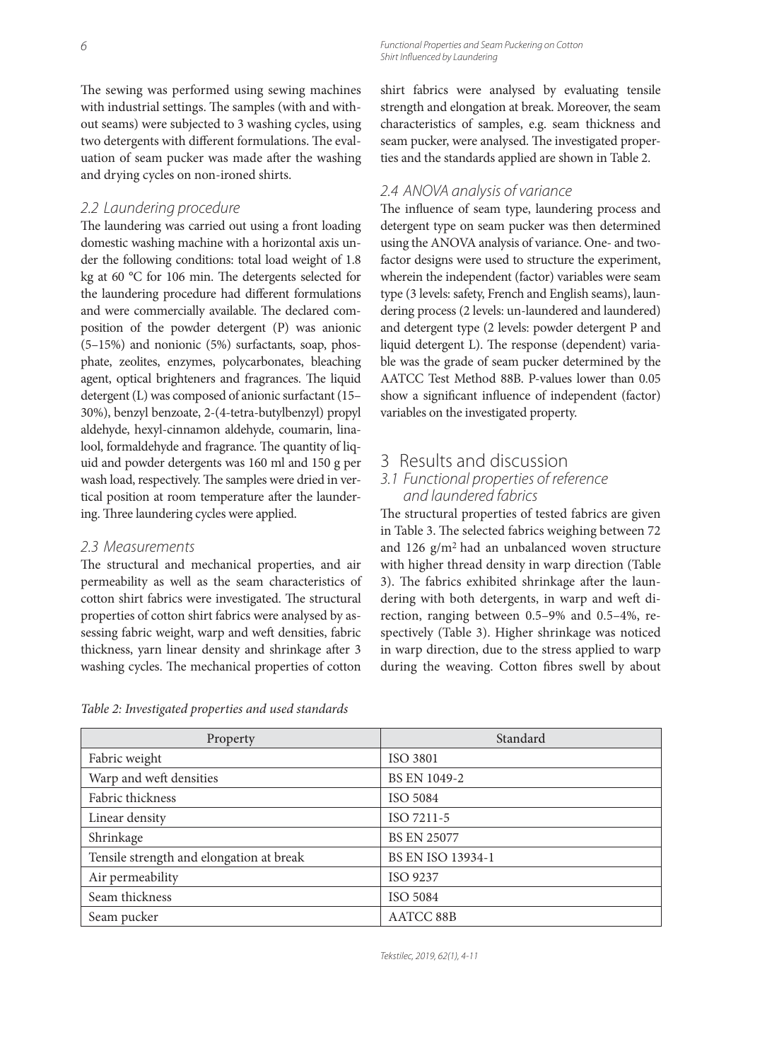The sewing was performed using sewing machines with industrial settings. The samples (with and without seams) were subjected to 3 washing cycles, using two detergents with different formulations. The evaluation of seam pucker was made after the washing and drying cycles on non-ironed shirts.

### 2.2 Laundering procedure

The laundering was carried out using a front loading domestic washing machine with a horizontal axis under the following conditions: total load weight of 1.8 kg at 60 °C for 106 min. The detergents selected for the laundering procedure had different formulations and were commercially available. The declared composition of the powder detergent (P) was anionic (5–15%) and nonionic (5%) surfactants, soap, phosphate, zeolites, enzymes, polycarbonates, bleaching agent, optical brighteners and fragrances. The liquid detergent (L) was composed of anionic surfactant (15–30%), benzyl benzoate, 2-(4-tetra-butylbenzyl) propyl aldehyde, hexyl-cinnamon aldehyde, coumarin, linalool, formaldehyde and fragrance. The quantity of liquid and powder detergents was 160 ml and 150 g per wash load, respectively. The samples were dried in vertical position at room temperature after the laundering. Three laundering cycles were applied.

### 2.3 Measurements

The structural and mechanical properties, and air permeability as well as the seam characteristics of cotton shirt fabrics were investigated. The structural properties of cotton shirt fabrics were analysed by assessing fabric weight, warp and weft densities, fabric thickness, yarn linear density and shrinkage after 3 washing cycles. The mechanical properties of cotton shirt fabrics were analysed by evaluating tensile strength and elongation at break. Moreover, the seam characteristics of samples, e.g. seam thickness and seam pucker, were analysed. The investigated properties and the standards applied are shown in Table 2.

### 2.4 ANOVA analysis of variance

The influence of seam type, laundering process and detergent type on seam pucker was then determined using the ANOVA analysis of variance. One- and two-factor designs were used to structure the experiment, wherein the independent (factor) variables were seam type (3 levels: safety, French and English seams), laundering process (2 levels: un-laundered and laundered) and detergent type (2 levels: powder detergent P and liquid detergent L). The response (dependent) variable was the grade of seam pucker determined by the AATCC Test Method 88B. P-values lower than 0.05 show a significant influence of independent (factor) variables on the investigated property.

## 3 Results and discussion

### 3.1 Functional properties of reference and laundered fabrics

The structural properties of tested fabrics are given in Table 3. The selected fabrics weighing between 72 and 126 g/m$^2$ had an unbalanced woven structure with higher thread density in warp direction (Table 3). The fabrics exhibited shrinkage after the laundering with both detergents, in warp and weft direction, ranging between 0.5–9% and 0.5–4%, respectively (Table 3). Higher shrinkage was noticed in warp direction, due to the stress applied to warp during the weaving. Cotton fibres swell by about

*Table 2: Investigated properties and used standards*

| Property | Standard |
|---|---|
| Fabric weight | ISO 3801 |
| Warp and weft densities | BS EN 1049-2 |
| Fabric thickness | ISO 5084 |
| Linear density | ISO 7211-5 |
| Shrinkage | BS EN 25077 |
| Tensile strength and elongation at break | BS EN ISO 13934-1 |
| Air permeability | ISO 9237 |
| Seam thickness | ISO 5084 |
| Seam pucker | AATCC 88B |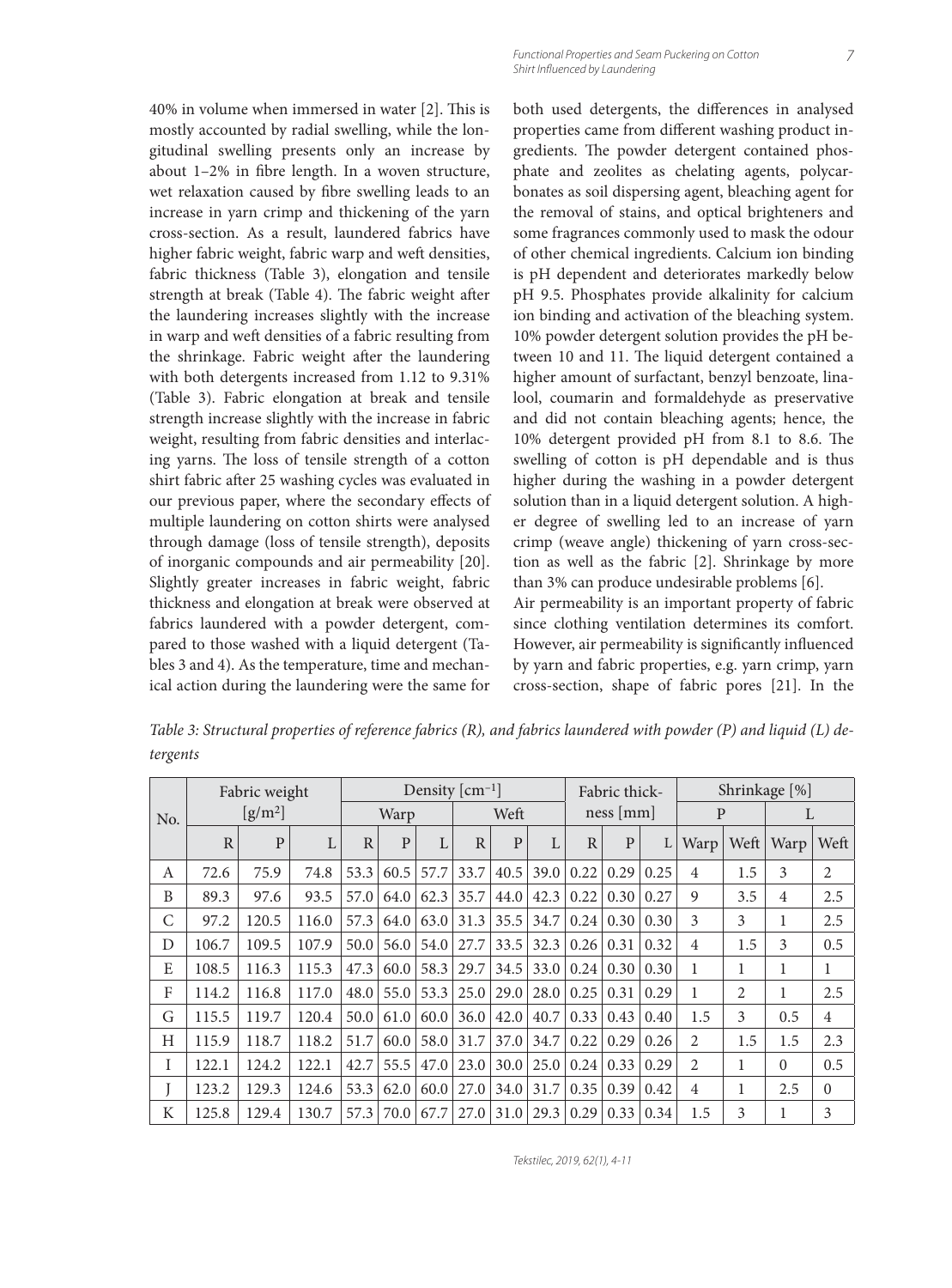40% in volume when immersed in water [2]. This is mostly accounted by radial swelling, while the longitudinal swelling presents only an increase by about 1–2% in fibre length. In a woven structure, wet relaxation caused by fibre swelling leads to an increase in yarn crimp and thickening of the yarn cross-section. As a result, laundered fabrics have higher fabric weight, fabric warp and weft densities, fabric thickness (Table 3), elongation and tensile strength at break (Table 4). The fabric weight after the laundering increases slightly with the increase in warp and weft densities of a fabric resulting from the shrinkage. Fabric weight after the laundering with both detergents increased from 1.12 to 9.31% (Table 3). Fabric elongation at break and tensile strength increase slightly with the increase in fabric weight, resulting from fabric densities and interlacing yarns. The loss of tensile strength of a cotton shirt fabric after 25 washing cycles was evaluated in our previous paper, where the secondary effects of multiple laundering on cotton shirts were analysed through damage (loss of tensile strength), deposits of inorganic compounds and air permeability [20]. Slightly greater increases in fabric weight, fabric thickness and elongation at break were observed at fabrics laundered with a powder detergent, compared to those washed with a liquid detergent (Tables 3 and 4). As the temperature, time and mechanical action during the laundering were the same for both used detergents, the differences in analysed properties came from different washing product ingredients. The powder detergent contained phosphate and zeolites as chelating agents, polycarbonates as soil dispersing agent, bleaching agent for the removal of stains, and optical brighteners and some fragrances commonly used to mask the odour of other chemical ingredients. Calcium ion binding is pH dependent and deteriorates markedly below pH 9.5. Phosphates provide alkalinity for calcium ion binding and activation of the bleaching system. 10% powder detergent solution provides the pH between 10 and 11. The liquid detergent contained a higher amount of surfactant, benzyl benzoate, linalool, coumarin and formaldehyde as preservative and did not contain bleaching agents; hence, the 10% detergent provided pH from 8.1 to 8.6. The swelling of cotton is pH dependable and is thus higher during the washing in a powder detergent solution than in a liquid detergent solution. A higher degree of swelling led to an increase of yarn crimp (weave angle) thickening of yarn cross-section as well as the fabric [2]. Shrinkage by more than 3% can produce undesirable problems [6].

Air permeability is an important property of fabric since clothing ventilation determines its comfort. However, air permeability is significantly influenced by yarn and fabric properties, e.g. yarn crimp, yarn cross-section, shape of fabric pores [21]. In the

*Table 3: Structural properties of reference fabrics (R), and fabrics laundered with powder (P) and liquid (L) detergents*

| No. | Fabric weight [g/m$^2$] | | | Density [cm$^{-1}$] | | | | | | Fabric thickness [mm] | | | Shrinkage [%] | | | |
|---|---|---|---|---|---|---|---|---|---|---|---|---|---|---|---|---|
| | | | | Warp | | | Weft | | | | | | P | | L | |
| | R | P | L | R | P | L | R | P | L | R | P | L | Warp | Weft | Warp | Weft |
| A | 72.6 | 75.9 | 74.8 | 53.3 | 60.5 | 57.7 | 33.7 | 40.5 | 39.0 | 0.22 | 0.29 | 0.25 | 4 | 1.5 | 3 | 2 |
| B | 89.3 | 97.6 | 93.5 | 57.0 | 64.0 | 62.3 | 35.7 | 44.0 | 42.3 | 0.22 | 0.30 | 0.27 | 9 | 3.5 | 4 | 2.5 |
| C | 97.2 | 120.5 | 116.0 | 57.3 | 64.0 | 63.0 | 31.3 | 35.5 | 34.7 | 0.24 | 0.30 | 0.30 | 3 | 3 | 1 | 2.5 |
| D | 106.7 | 109.5 | 107.9 | 50.0 | 56.0 | 54.0 | 27.7 | 33.5 | 32.3 | 0.26 | 0.31 | 0.32 | 4 | 1.5 | 3 | 0.5 |
| E | 108.5 | 116.3 | 115.3 | 47.3 | 60.0 | 58.3 | 29.7 | 34.5 | 33.0 | 0.24 | 0.30 | 0.30 | 1 | 1 | 1 | 1 |
| F | 114.2 | 116.8 | 117.0 | 48.0 | 55.0 | 53.3 | 25.0 | 29.0 | 28.0 | 0.25 | 0.31 | 0.29 | 1 | 2 | 1 | 2.5 |
| G | 115.5 | 119.7 | 120.4 | 50.0 | 61.0 | 60.0 | 36.0 | 42.0 | 40.7 | 0.33 | 0.43 | 0.40 | 1.5 | 3 | 0.5 | 4 |
| H | 115.9 | 118.7 | 118.2 | 51.7 | 60.0 | 58.0 | 31.7 | 37.0 | 34.7 | 0.22 | 0.29 | 0.26 | 2 | 1.5 | 1.5 | 2.3 |
| I | 122.1 | 124.2 | 122.1 | 42.7 | 55.5 | 47.0 | 23.0 | 30.0 | 25.0 | 0.24 | 0.33 | 0.29 | 2 | 1 | 0 | 0.5 |
| J | 123.2 | 129.3 | 124.6 | 53.3 | 62.0 | 60.0 | 27.0 | 34.0 | 31.7 | 0.35 | 0.39 | 0.42 | 4 | 1 | 2.5 | 0 |
| K | 125.8 | 129.4 | 130.7 | 57.3 | 70.0 | 67.7 | 27.0 | 31.0 | 29.3 | 0.29 | 0.33 | 0.34 | 1.5 | 3 | 1 | 3 |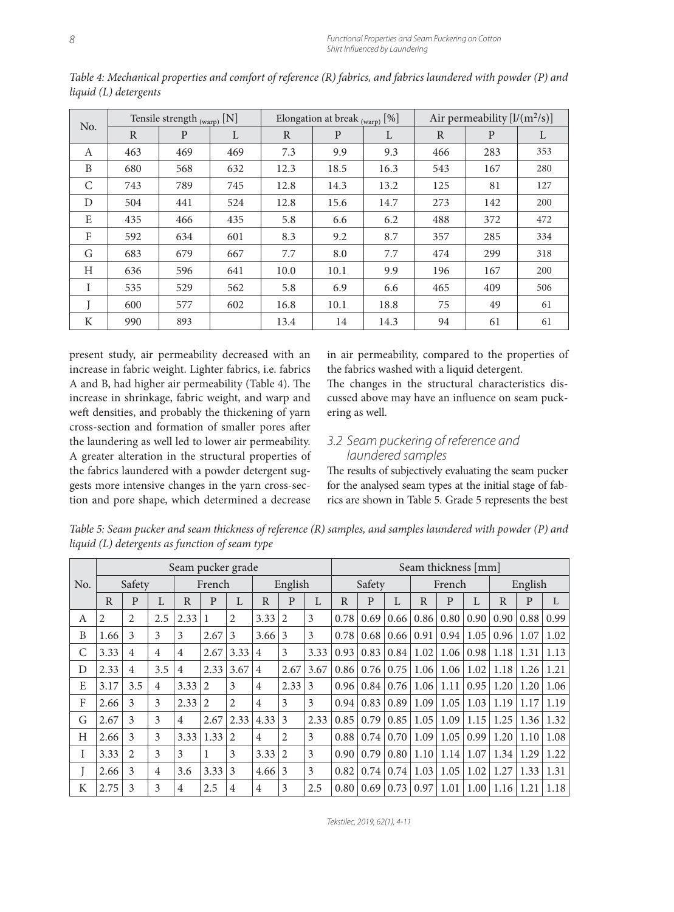*Table 4: Mechanical properties and comfort of reference (R) fabrics, and fabrics laundered with powder (P) and liquid (L) detergents*

| No. | Tensile strength $_{(warp)}$ [N] | | | Elongation at break $_{(warp)}$ [%] | | | Air permeability [l/(m$^2$/s)] | | |
|---|---|---|---|---|---|---|---|---|---|
| | R | P | L | R | P | L | R | P | L |
| A | 463 | 469 | 469 | 7.3 | 9.9 | 9.3 | 466 | 283 | 353 |
| B | 680 | 568 | 632 | 12.3 | 18.5 | 16.3 | 543 | 167 | 280 |
| C | 743 | 789 | 745 | 12.8 | 14.3 | 13.2 | 125 | 81 | 127 |
| D | 504 | 441 | 524 | 12.8 | 15.6 | 14.7 | 273 | 142 | 200 |
| E | 435 | 466 | 435 | 5.8 | 6.6 | 6.2 | 488 | 372 | 472 |
| F | 592 | 634 | 601 | 8.3 | 9.2 | 8.7 | 357 | 285 | 334 |
| G | 683 | 679 | 667 | 7.7 | 8.0 | 7.7 | 474 | 299 | 318 |
| H | 636 | 596 | 641 | 10.0 | 10.1 | 9.9 | 196 | 167 | 200 |
| I | 535 | 529 | 562 | 5.8 | 6.9 | 6.6 | 465 | 409 | 506 |
| J | 600 | 577 | 602 | 16.8 | 10.1 | 18.8 | 75 | 49 | 61 |
| K | 990 | 893 | | 13.4 | 14 | 14.3 | 94 | 61 | 61 |

present study, air permeability decreased with an increase in fabric weight. Lighter fabrics, i.e. fabrics A and B, had higher air permeability (Table 4). The increase in shrinkage, fabric weight, and warp and weft densities, and probably the thickening of yarn cross-section and formation of smaller pores after the laundering as well led to lower air permeability. A greater alteration in the structural properties of the fabrics laundered with a powder detergent suggests more intensive changes in the yarn cross-section and pore shape, which determined a decrease in air permeability, compared to the properties of the fabrics washed with a liquid detergent.

The changes in the structural characteristics discussed above may have an influence on seam puckering as well.

### 3.2 Seam puckering of reference and laundered samples

The results of subjectively evaluating the seam pucker for the analysed seam types at the initial stage of fabrics are shown in Table 5. Grade 5 represents the best

*Table 5: Seam pucker and seam thickness of reference (R) samples, and samples laundered with powder (P) and liquid (L) detergents as function of seam type*

| No. | Seam pucker grade | | | | | | | | | Seam thickness [mm] | | | | | | | | |
|---|---|---|---|---|---|---|---|---|---|---|---|---|---|---|---|---|---|---|
| | Safety | | | French | | | English | | | Safety | | | French | | | English | | |
| | R | P | L | R | P | L | R | P | L | R | P | L | R | P | L | R | P | L |
| A | 2 | 2 | 2.5 | 2.33 | 1 | 2 | 3.33 | 2 | 3 | 0.78 | 0.69 | 0.66 | 0.86 | 0.80 | 0.90 | 0.90 | 0.88 | 0.99 |
| B | 1.66 | 3 | 3 | 3 | 2.67 | 3 | 3.66 | 3 | 3 | 0.78 | 0.68 | 0.66 | 0.91 | 0.94 | 1.05 | 0.96 | 1.07 | 1.02 |
| C | 3.33 | 4 | 4 | 4 | 2.67 | 3.33 | 4 | 3 | 3.33 | 0.93 | 0.83 | 0.84 | 1.02 | 1.06 | 0.98 | 1.18 | 1.31 | 1.13 |
| D | 2.33 | 4 | 3.5 | 4 | 2.33 | 3.67 | 4 | 2.67 | 3.67 | 0.86 | 0.76 | 0.75 | 1.06 | 1.06 | 1.02 | 1.18 | 1.26 | 1.21 |
| E | 3.17 | 3.5 | 4 | 3.33 | 2 | 3 | 4 | 2.33 | 3 | 0.96 | 0.84 | 0.76 | 1.06 | 1.11 | 0.95 | 1.20 | 1.20 | 1.06 |
| F | 2.66 | 3 | 3 | 2.33 | 2 | 2 | 4 | 3 | 3 | 0.94 | 0.83 | 0.89 | 1.09 | 1.05 | 1.03 | 1.19 | 1.17 | 1.19 |
| G | 2.67 | 3 | 3 | 4 | 2.67 | 2.33 | 4.33 | 3 | 2.33 | 0.85 | 0.79 | 0.85 | 1.05 | 1.09 | 1.15 | 1.25 | 1.36 | 1.32 |
| H | 2.66 | 3 | 3 | 3.33 | 1.33 | 2 | 4 | 2 | 3 | 0.88 | 0.74 | 0.70 | 1.09 | 1.05 | 0.99 | 1.20 | 1.10 | 1.08 |
| I | 3.33 | 2 | 3 | 3 | 1 | 3 | 3.33 | 2 | 3 | 0.90 | 0.79 | 0.80 | 1.10 | 1.14 | 1.07 | 1.34 | 1.29 | 1.22 |
| J | 2.66 | 3 | 4 | 3.6 | 3.33 | 3 | 4.66 | 3 | 3 | 0.82 | 0.74 | 0.74 | 1.03 | 1.05 | 1.02 | 1.27 | 1.33 | 1.31 |
| K | 2.75 | 3 | 3 | 4 | 2.5 | 4 | 4 | 3 | 2.5 | 0.80 | 0.69 | 0.73 | 0.97 | 1.01 | 1.00 | 1.16 | 1.21 | 1.18 |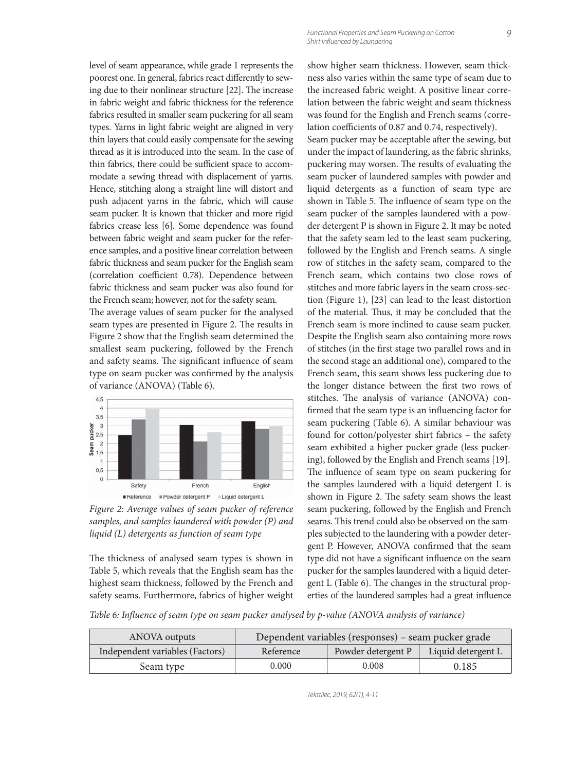level of seam appearance, while grade 1 represents the poorest one. In general, fabrics react differently to sewing due to their nonlinear structure [22]. The increase in fabric weight and fabric thickness for the reference fabrics resulted in smaller seam puckering for all seam types. Yarns in light fabric weight are aligned in very thin layers that could easily compensate for the sewing thread as it is introduced into the seam. In the case of thin fabrics, there could be sufficient space to accommodate a sewing thread with displacement of yarns. Hence, stitching along a straight line will distort and push adjacent yarns in the fabric, which will cause seam pucker. It is known that thicker and more rigid fabrics crease less [6]. Some dependence was found between fabric weight and seam pucker for the reference samples, and a positive linear correlation between fabric thickness and seam pucker for the English seam (correlation coefficient 0.78). Dependence between fabric thickness and seam pucker was also found for the French seam; however, not for the safety seam.

The average values of seam pucker for the analysed seam types are presented in Figure 2. The results in Figure 2 show that the English seam determined the smallest seam puckering, followed by the French and safety seams. The significant influence of seam type on seam pucker was confirmed by the analysis of variance (ANOVA) (Table 6).

Seam pucker
4.5
4
3.5
3
2.5
2
1.5
1
0.5
0
Safety
French
English
Reference
Powder detergent P
Liquid detergent L

*Figure 2: Average values of seam pucker of reference samples, and samples laundered with powder (P) and liquid (L) detergents as function of seam type*

The thickness of analysed seam types is shown in Table 5, which reveals that the English seam has the highest seam thickness, followed by the French and safety seams. Furthermore, fabrics of higher weight show higher seam thickness. However, seam thickness also varies within the same type of seam due to the increased fabric weight. A positive linear correlation between the fabric weight and seam thickness was found for the English and French seams (correlation coefficients of 0.87 and 0.74, respectively).

Seam pucker may be acceptable after the sewing, but under the impact of laundering, as the fabric shrinks, puckering may worsen. The results of evaluating the seam pucker of laundered samples with powder and liquid detergents as a function of seam type are shown in Table 5. The influence of seam type on the seam pucker of the samples laundered with a powder detergent P is shown in Figure 2. It may be noted that the safety seam led to the least seam puckering, followed by the English and French seams. A single row of stitches in the safety seam, compared to the French seam, which contains two close rows of stitches and more fabric layers in the seam cross-section (Figure 1), [23] can lead to the least distortion of the material. Thus, it may be concluded that the French seam is more inclined to cause seam pucker. Despite the English seam also containing more rows of stitches (in the first stage two parallel rows and in the second stage an additional one), compared to the French seam, this seam shows less puckering due to the longer distance between the first two rows of stitches. The analysis of variance (ANOVA) confirmed that the seam type is an influencing factor for seam puckering (Table 6). A similar behaviour was found for cotton/polyester shirt fabrics – the safety seam exhibited a higher pucker grade (less puckering), followed by the English and French seams [19]. The influence of seam type on seam puckering for the samples laundered with a liquid detergent L is shown in Figure 2. The safety seam shows the least seam puckering, followed by the English and French seams. This trend could also be observed on the samples subjected to the laundering with a powder detergent P. However, ANOVA confirmed that the seam type did not have a significant influence on the seam pucker for the samples laundered with a liquid detergent L (Table 6). The changes in the structural properties of the laundered samples had a great influence

*Table 6: Influence of seam type on seam pucker analysed by p-value (ANOVA analysis of variance)*

| ANOVA outputs | Dependent variables (responses) – seam pucker grade | | |
|---|---|---|---|
| Independent variables (Factors) | Reference | Powder detergent P | Liquid detergent L |
| Seam type | 0.000 | 0.008 | 0.185 |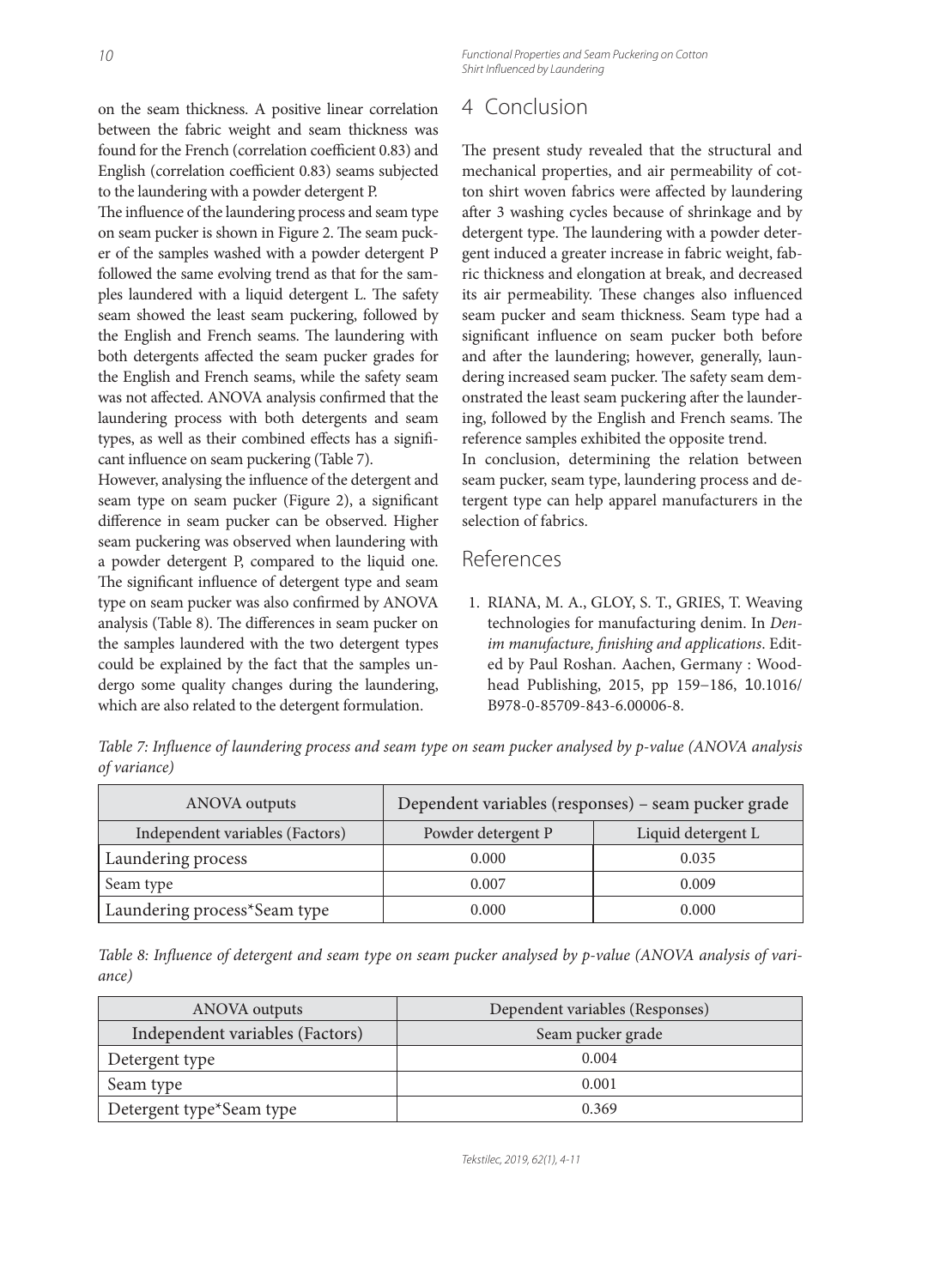on the seam thickness. A positive linear correlation between the fabric weight and seam thickness was found for the French (correlation coefficient 0.83) and English (correlation coefficient 0.83) seams subjected to the laundering with a powder detergent P.

The influence of the laundering process and seam type on seam pucker is shown in Figure 2. The seam pucker of the samples washed with a powder detergent P followed the same evolving trend as that for the samples laundered with a liquid detergent L. The safety seam showed the least seam puckering, followed by the English and French seams. The laundering with both detergents affected the seam pucker grades for the English and French seams, while the safety seam was not affected. ANOVA analysis confirmed that the laundering process with both detergents and seam types, as well as their combined effects has a significant influence on seam puckering (Table 7).

However, analysing the influence of the detergent and seam type on seam pucker (Figure 2), a significant difference in seam pucker can be observed. Higher seam puckering was observed when laundering with a powder detergent P, compared to the liquid one. The significant influence of detergent type and seam type on seam pucker was also confirmed by ANOVA analysis (Table 8). The differences in seam pucker on the samples laundered with the two detergent types could be explained by the fact that the samples undergo some quality changes during the laundering, which are also related to the detergent formulation.

# 4 Conclusion

The present study revealed that the structural and mechanical properties, and air permeability of cotton shirt woven fabrics were affected by laundering after 3 washing cycles because of shrinkage and by detergent type. The laundering with a powder detergent induced a greater increase in fabric weight, fabric thickness and elongation at break, and decreased its air permeability. These changes also influenced seam pucker and seam thickness. Seam type had a significant influence on seam pucker both before and after the laundering; however, generally, laundering increased seam pucker. The safety seam demonstrated the least seam puckering after the laundering, followed by the English and French seams. The reference samples exhibited the opposite trend.

In conclusion, determining the relation between seam pucker, seam type, laundering process and detergent type can help apparel manufacturers in the selection of fabrics.

# References

1. RIANA, M. A., GLOY, S. T., GRIES, T. Weaving technologies for manufacturing denim. In *Denim manufacture, finishing and applications*. Edited by Paul Roshan. Aachen, Germany : Woodhead Publishing, 2015, pp 159–186, 10.1016/B978-0-85709-843-6.00006-8.

*Table 7: Influence of laundering process and seam type on seam pucker analysed by p-value (ANOVA analysis of variance)*

| ANOVA outputs | Dependent variables (responses) – seam pucker grade | |
|---|---|---|
| Independent variables (Factors) | Powder detergent P | Liquid detergent L |
| Laundering process | 0.000 | 0.035 |
| Seam type | 0.007 | 0.009 |
| Laundering process*Seam type | 0.000 | 0.000 |

*Table 8: Influence of detergent and seam type on seam pucker analysed by p-value (ANOVA analysis of variance)*

| ANOVA outputs | Dependent variables (Responses) |
|---|---|
| Independent variables (Factors) | Seam pucker grade |
| Detergent type | 0.004 |
| Seam type | 0.001 |
| Detergent type*Seam type | 0.369 |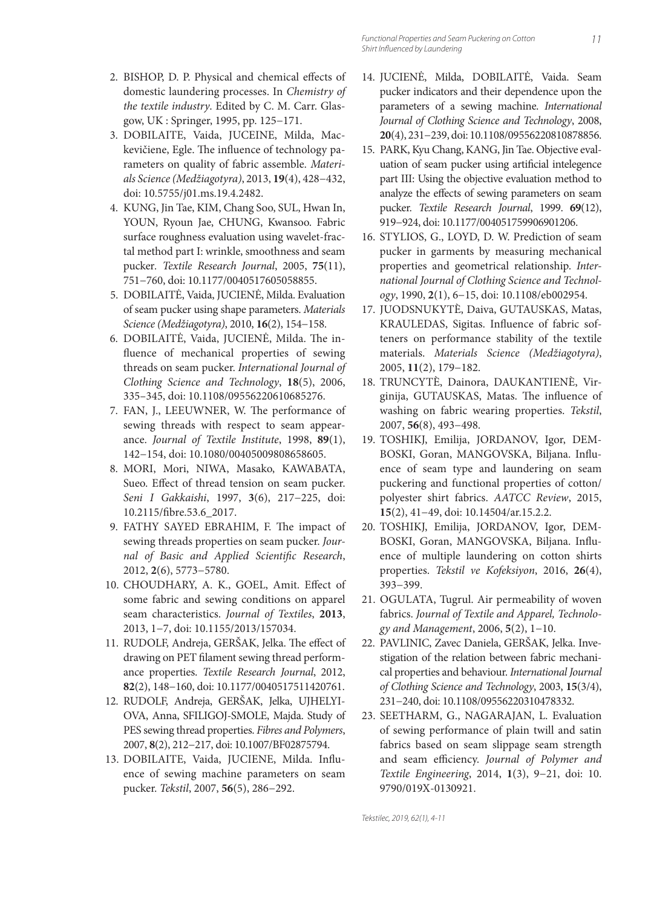2. BISHOP, D. P. Physical and chemical effects of domestic laundering processes. In *Chemistry of the textile industry*. Edited by C. M. Carr. Glasgow, UK : Springer, 1995, pp. 125−171.
3. DOBILAITE, Vaida, JUCEINE, Milda, Mackevičiene, Egle. The influence of technology parameters on quality of fabric assemble. *Materials Science (Medžiagotyra)*, 2013, **19**(4), 428−432, doi: 10.5755/j01.ms.19.4.2482.
4. KUNG, Jin Tae, KIM, Chang Soo, SUL, Hwan In, YOUN, Ryoun Jae, CHUNG, Kwansoo. Fabric surface roughness evaluation using wavelet-fractal method part I: wrinkle, smoothness and seam pucker. *Textile Research Journal*, 2005, **75**(11), 751−760, doi: 10.1177/0040517605058855.
5. DOBILAITĖ, Vaida, JUCIENĖ, Milda. Evaluation of seam pucker using shape parameters. *Materials Science (Medžiagotyra)*, 2010, **16**(2), 154−158.
6. DOBILAITĖ, Vaida, JUCIENĖ, Milda. The influence of mechanical properties of sewing threads on seam pucker. *International Journal of Clothing Science and Technology*, **18**(5), 2006, 335–345, doi: 10.1108/09556220610685276.
7. FAN, J., LEEUWNER, W. The performance of sewing threads with respect to seam appearance. *Journal of Textile Institute*, 1998, **89**(1), 142−154, doi: 10.1080/00405009808658605.
8. MORI, Mori, NIWA, Masako, KAWABATA, Sueo. Effect of thread tension on seam pucker. *Seni I Gakkaishi*, 1997, **3**(6), 217−225, doi: 10.2115/fibre.53.6_217.
9. FATHY SAYED EBRAHIM, F. The impact of sewing threads properties on seam pucker. *Journal of Basic and Applied Scientific Research*, 2012, **2**(6), 5773−5780.
10. CHOUDHARY, A. K., GOEL, Amit. Effect of some fabric and sewing conditions on apparel seam characteristics. *Journal of Textiles*, **2013**, 2013, 1−7, doi: 10.1155/2013/157034.
11. RUDOLF, Andreja, GERŠAK, Jelka. The effect of drawing on PET filament sewing thread performance properties. *Textile Research Journal*, 2012, **82**(2), 148−160, doi: 10.1177/0040517511420761.
12. RUDOLF, Andreja, GERŠAK, Jelka, UJHELYIOVA, Anna, SFILIGOJ-SMOLE, Majda. Study of PES sewing thread properties. *Fibres and Polymers*, 2007, **8**(2), 212−217, doi: 10.1007/BF02875794.
13. DOBILAITE, Vaida, JUCIENE, Milda. Influence of sewing machine parameters on seam pucker. *Tekstil*, 2007, **56**(5), 286−292.
14. JUCIENĖ, Milda, DOBILAITĖ, Vaida. Seam pucker indicators and their dependence upon the parameters of a sewing machine. *International Journal of Clothing Science and Technology*, 2008, **20**(4), 231−239, doi: 10.1108/09556220810878856.
15. PARK, Kyu Chang, KANG, Jin Tae. Objective evaluation of seam pucker using artificial intelegence part III: Using the objective evaluation method to analyze the effects of sewing parameters on seam pucker. *Textile Research Journal*, 1999. **69**(12), 919–924, doi: 10.1177/004051759906901206.
16. STYLIOS, G., LOYD, D. W. Prediction of seam pucker in garments by measuring mechanical properties and geometrical relationship. *International Journal of Clothing Science and Technology*, 1990, **2**(1), 6−15, doi: 10.1108/eb002954.
17. JUODSNUKYTĖ, Daiva, GUTAUSKAS, Matas, KRAULEDAS, Sigitas. Influence of fabric softeners on performance stability of the textile materials. *Materials Science (Medžiagotyra)*, 2005, **11**(2), 179−182.
18. TRUNCYTĖ, Dainora, DAUKANTIENĖ, Virginija, GUTAUSKAS, Matas. The influence of washing on fabric wearing properties. *Tekstil*, 2007, **56**(8), 493−498.
19. TOSHIKJ, Emilija, JORDANOV, Igor, DEMBOSKI, Goran, MANGOVSKA, Biljana. Influence of seam type and laundering on seam puckering and functional properties of cotton/polyester shirt fabrics. *AATCC Review*, 2015, **15**(2), 41−49, doi: 10.14504/ar.15.2.2.
20. TOSHIKJ, Emilija, JORDANOV, Igor, DEMBOSKI, Goran, MANGOVSKA, Biljana. Influence of multiple laundering on cotton shirts properties. *Tekstil ve Kofeksiyon*, 2016, **26**(4), 393−399.
21. OGULATA, Tugrul. Air permeability of woven fabrics. *Journal of Textile and Apparel, Technology and Management*, 2006, **5**(2), 1−10.
22. PAVLINIC, Zavec Daniela, GERŠAK, Jelka. Investigation of the relation between fabric mechanical properties and behaviour. *International Journal of Clothing Science and Technology*, 2003, **15**(3/4), 231−240, doi: 10.1108/09556220310478332.
23. SEETHARM, G., NAGARAJAN, L. Evaluation of sewing performance of plain twill and satin fabrics based on seam slippage seam strength and seam efficiency. *Journal of Polymer and Textile Engineering*, 2014, **1**(3), 9−21, doi: 10. 9790/019X-0130921.